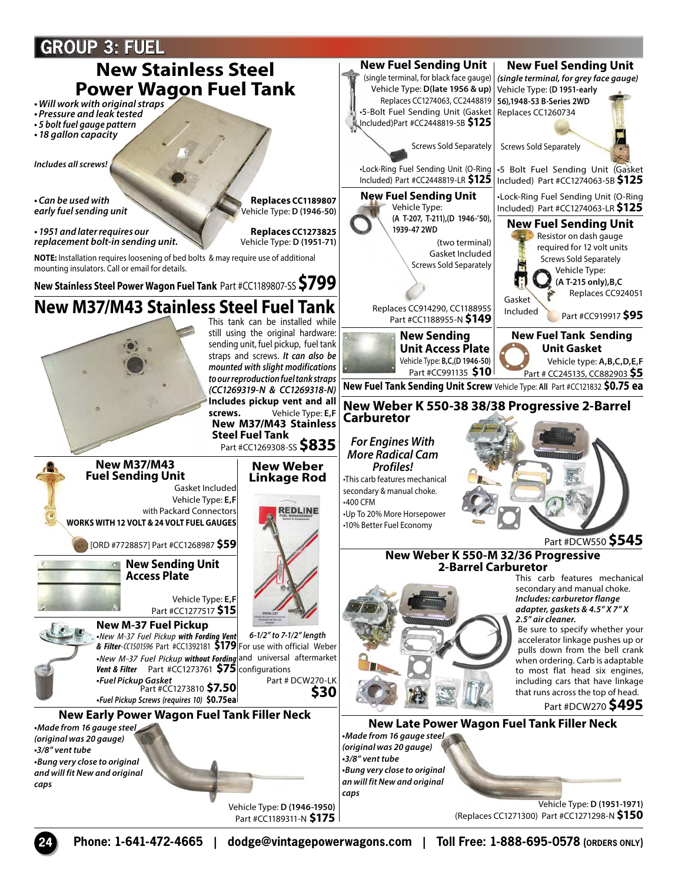## GROUP 3: FUEL

## New Stainless Steel Power Wagon Fuel Tank

- *Will work with original straps*
- *Pressure and leak tested*
- *5 bolt fuel gauge pattern*
- *18 gallon capacity*

*Includes all screws!*

- *Can be used with early fuel sending unit*
- *1951 and later requires our replacement bolt-in sending unit.*

**Replaces CC1189807** Vehicle Type: **D (1946-50)**

**Replaces CC1273825** Vehicle Type: **D (1951-71)**

**NOTE:** Installation requires loosening of bed bolts & may require use of additional mounting insulators. Call or email for details.

**New Stainless Steel Power Wagon Fuel Tank** Part #CC1189807-SS **$799**

## New M37/M43 Stainless Steel Fuel Tank

This tank can be installed while still using the original hardware: sending unit, fuel pickup, fuel tank straps and screws. *It can also be mounted with slight modifications to our reproduction fuel tank straps (CC1269319-N & CC1269318-N)* **Includes pickup vent and all screws.** Vehicle Type: **E,F**

**New M37/M43 Stainless Steel Fuel Tank** Part #CC1269308-SS **$835**

### New M37/M43 Fuel Sending Unit

Gasket Included
Vehicle Type: **E,F**
with Packard Connectors
**WORKS WITH 12 VOLT & 24 VOLT FUEL GAUGES**

[ORD #7728857] Part #CC1268987 **$59**

### New Weber Linkage Rod

*6-1/2" to 7-1/2" length*
For use with official Weber and universal aftermarket configurations
Part # DCW270-LK **$30**

### New Sending Unit Access Plate

Vehicle Type: **E,F**
Part #CC1277517 **$15**

### New M-37 Fuel Pickup

- *New M-37 Fuel Pickup **with Fording Vent & Filter**-CC1501596* Part #CC1392181 **$179**
- *New M-37 Fuel Pickup **without Fording Vent & Filter*** Part #CC1273761 **$75**
- ***Fuel Pickup Gasket*** Part #CC1273810 **$7.50**
- *Fuel Pickup Screws (requires 10)* **$0.75ea**

### New Fuel Sending Unit

(single terminal, for black face gauge)
Vehicle Type: **D(late 1956 & up)**
Replaces CC1274063, CC2448819

- 5-Bolt Fuel Sending Unit (Gasket Included)Part #CC2448819-5B **$125**

Screws Sold Separately

- Lock-Ring Fuel Sending Unit (O-Ring Included) Part #CC2448819-LR **$125**

### New Fuel Sending Unit

*(single terminal, for grey face gauge)*
Vehicle Type: **(D 1951-early 56),1948-53 B-Series 2WD**
Replaces CC1260734

Screws Sold Separately

- 5 Bolt Fuel Sending Unit (Gasket Included) Part #CC1274063-5B **$125**
- Lock-Ring Fuel Sending Unit (O-Ring Included) Part #CC1274063-LR **$125**

### New Fuel Sending Unit

Vehicle Type: **(A T-207, T-211),(D 1946-'50), 1939-47 2WD**
(two terminal)
Gasket Included
Screws Sold Separately

Replaces CC914290, CC1188955
Part #CC1188955-N **$149**

### New Fuel Sending Unit

Resistor on dash gauge required for 12 volt units
Screws Sold Separately
Vehicle Type: **(A T-215 only),B,C**
Replaces CC924051
Gasket Included
Part #CC919917 **$95**

### New Sending Unit Access Plate

Vehicle Type: **B,C,(D 1946-50)**
Part #CC991135 **$10**

### New Fuel Tank Sending Unit Gasket

Vehicle type: **A,B,C,D,E,F**
Part # CC245135, CC882903 **$5**

**New Fuel Tank Sending Unit Screw** Vehicle Type: **All** Part #CC121832 **$0.75 ea**

## New Weber K 550-38 38/38 Progressive 2-Barrel Carburetor

***For Engines With More Radical Cam Profiles!***

- This carb features mechanical secondary & manual choke.
- 400 CFM
- Up To 20% More Horsepower
- 10% Better Fuel Economy

Part #DCW550 **$545**

## New Weber K 550-M 32/36 Progressive 2-Barrel Carburetor

This carb features mechanical secondary and manual choke. ***Includes: carburetor flange adapter, gaskets & 4.5" X 7" X 2.5" air cleaner.*** Be sure to specify whether your accelerator linkage pushes up or pulls down from the bell crank when ordering. Carb is adaptable to most flat head six engines, including cars that have linkage that runs across the top of head.

Part #DCW270 **$495**

## New Early Power Wagon Fuel Tank Filler Neck

- *Made from 16 gauge steel (original was 20 gauge)*
- *3/8" vent tube*
- *Bung very close to original and will fit New and original caps*

Vehicle Type: **D (1946-1950)**
Part #CC1189311-N **$175**

## New Late Power Wagon Fuel Tank Filler Neck

- *Made from 16 gauge steel (original was 20 gauge)*
- *3/8" vent tube*
- *Bung very close to original an will fit New and original caps*

Vehicle Type: **D (1951-1971)**
(Replaces CC1271300) Part #CC1271298-N **$150**

**Phone: 1-641-472-4665 | dodge@vintagepowerwagons.com | Toll Free: 1-888-695-0578 (ORDERS ONLY)**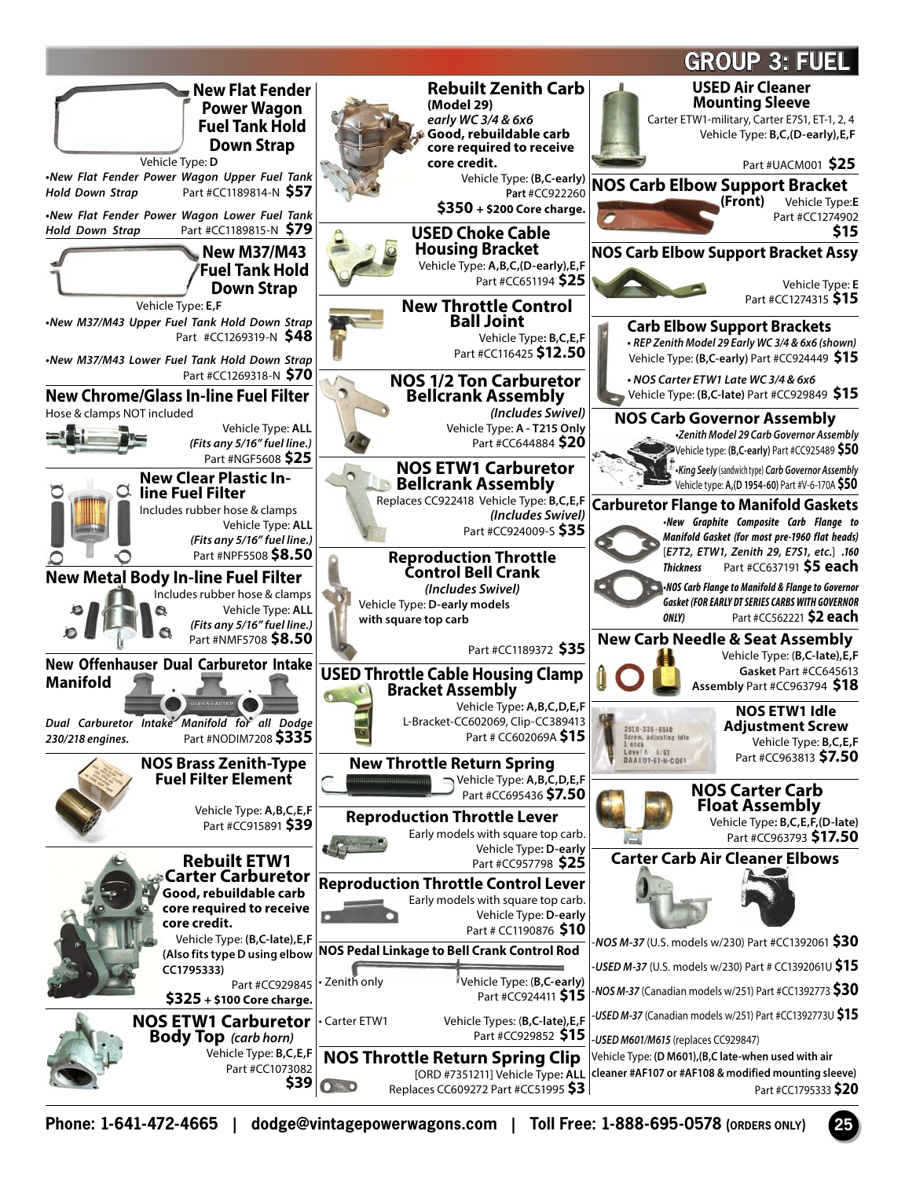# GROUP 3: FUEL

## New Flat Fender Power Wagon Fuel Tank Hold Down Strap

Vehicle Type: **D**

*•New Flat Fender Power Wagon Upper Fuel Tank Hold Down Strap* Part #CC1189814-N **$57**

*•New Flat Fender Power Wagon Lower Fuel Tank Hold Down Strap* Part #CC1189815-N **$79**

## New M37/M43 Fuel Tank Hold Down Strap

Vehicle Type: **E,F**

*•New M37/M43 Upper Fuel Tank Hold Down Strap* Part #CC1269319-N **$48**

*•New M37/M43 Lower Fuel Tank Hold Down Strap* Part #CC1269318-N **$70**

## New Chrome/Glass In-line Fuel Filter

Hose & clamps NOT included

Vehicle Type: **ALL**

*(Fits any 5/16" fuel line.)*

Part #NGF5608 **$25**

## New Clear Plastic In-line Fuel Filter

Includes rubber hose & clamps

Vehicle Type: **ALL**

*(Fits any 5/16" fuel line.)*

Part #NPF5508 **$8.50**

## New Metal Body In-line Fuel Filter

Includes rubber hose & clamps

Vehicle Type: **ALL**

*(Fits any 5/16" fuel line.)*

Part #NMF5708 **$8.50**

## New Offenhauser Dual Carburetor Intake Manifold

*Dual Carburetor Intake Manifold for all Dodge 230/218 engines.* Part #NODIM7208 **$335**

## NOS Brass Zenith-Type Fuel Filter Element

Vehicle Type: **A,B,C,E,F**

Part #CC915891 **$39**

## Rebuilt ETW1 Carter Carburetor

**Good, rebuildable carb core required to receive core credit.**

Vehicle Type: **(B,C-late),E,F**

**(Also fits type D using elbow CC1795333)**

Part #CC929845 **$325 + $100 Core charge.**

## NOS ETW1 Carburetor Body Top *(carb horn)*

Vehicle Type: **B,C,E,F**

Part #CC1073082 **$39**

## Rebuilt Zenith Carb

**(Model 29)**

***early WC 3/4 & 6x6***

**Good, rebuildable carb core required to receive core credit.**

Vehicle Type: **(B,C-early)**

**Part** #CC922260

**$350 + $200 Core charge.**

## USED Choke Cable Housing Bracket

Vehicle Type: **A,B,C,(D-early),E,F**

Part #CC651194 **$25**

## New Throttle Control Ball Joint

Vehicle Type: **B,C,E,F**

Part #CC116425 **$12.50**

## NOS 1/2 Ton Carburetor Bellcrank Assembly

*(Includes Swivel)*

Vehicle Type: **A - T215 Only**

Part #CC644884 **$20**

## NOS ETW1 Carburetor Bellcrank Assembly

Replaces CC922418 Vehicle Type: **B,C,E,F**

*(Includes Swivel)*

Part #CC924009-S **$35**

## Reproduction Throttle Control Bell Crank

*(Includes Swivel)*

Vehicle Type: **D-early models with square top carb**

Part #CC1189372 **$35**

## USED Throttle Cable Housing Clamp Bracket Assembly

Vehicle Type: **A,B,C,D,E,F**

L-Bracket-CC602069, Clip-CC389413

Part # CC602069A **$15**

## New Throttle Return Spring

Vehicle Type: **A,B,C,D,E,F**

Part #CC695436 **$7.50**

## Reproduction Throttle Lever

Early models with square top carb.

Vehicle Type: **D-early**

Part #CC957798 **$25**

## Reproduction Throttle Control Lever

Early models with square top carb.

Vehicle Type: **D-early**

Part # CC1190876 **$10**

## NOS Pedal Linkage to Bell Crank Control Rod

• Zenith only — Vehicle Type: **(B,C-early)** Part #CC924411 **$15**

• Carter ETW1 — Vehicle Types: **(B,C-late),E,F** Part #CC929852 **$15**

## NOS Throttle Return Spring Clip

[ORD #7351211] Vehicle Type: **ALL**

Replaces CC609272 Part #CC51995 **$3**

## USED Air Cleaner Mounting Sleeve

Carter ETW1-military, Carter E7S1, ET-1, 2, 4

Vehicle Type: **B,C,(D-early),E,F**

Part #UACM001 **$25**

## NOS Carb Elbow Support Bracket (Front)

Vehicle Type:**E**

Part #CC1274902

**$15**

## NOS Carb Elbow Support Bracket Assy

Vehicle Type: **E**

Part #CC1274315 **$15**

## Carb Elbow Support Brackets

*• REP Zenith Model 29 Early WC 3/4 & 6x6 (shown)*

Vehicle Type: **(B,C-early)** Part #CC924449 **$15**

*• NOS Carter ETW1 Late WC 3/4 & 6x6*

Vehicle Type: **(B,C-late)** Part #CC929849 **$15**

## NOS Carb Governor Assembly

*•Zenith Model 29 Carb Governor Assembly*

Vehicle type: **(B,C-early)** Part #CC925489 **$50**

*•King Seely (sandwich type) Carb Governor Assembly*

Vehicle type: **A,(D 1954-60)** Part #V-6-170A **$50**

## Carburetor Flange to Manifold Gaskets

*•New Graphite Composite Carb Flange to Manifold Gasket (for most pre-1960 flat heads) [E7T2, ETW1, Zenith 29, E7S1, etc.] .160 Thickness* Part #CC637191 **$5 each**

*•NOS Carb Flange to Manifold & Flange to Governor Gasket (FOR EARLY DT SERIES CARBS WITH GOVERNOR ONLY)* Part #CC562221 **$2 each**

## New Carb Needle & Seat Assembly

Vehicle Type: **(B,C-late),E,F**

**Gasket** Part #CC645613

**Assembly** Part #CC963794 **$18**

## NOS ETW1 Idle Adjustment Screw

Vehicle Type: **B,C,E,F**

Part #CC963813 **$7.50**

## NOS Carter Carb Float Assembly

Vehicle Type: **B,C,E,F,(D-late)**

Part #CC963793 **$17.50**

## Carter Carb Air Cleaner Elbows

-*NOS M-37* (U.S. models w/230) Part #CC1392061 **$30**

-*USED M-37* (U.S. models w/230) Part # CC1392061U **$15**

-*NOS M-37* (Canadian models w/251) Part #CC1392773 **$30**

-*USED M-37* (Canadian models w/251) Part #CC1392773U **$15**

-*USED M601/M615* (replaces CC929847)

Vehicle Type: **(D M601),(B,C late-when used with air cleaner #AF107 or #AF108 & modified mounting sleeve)**

Part #CC1795333 **$20**

**Phone: 1-641-472-4665 | dodge@vintagepowerwagons.com | Toll Free: 1-888-695-0578 (ORDERS ONLY)**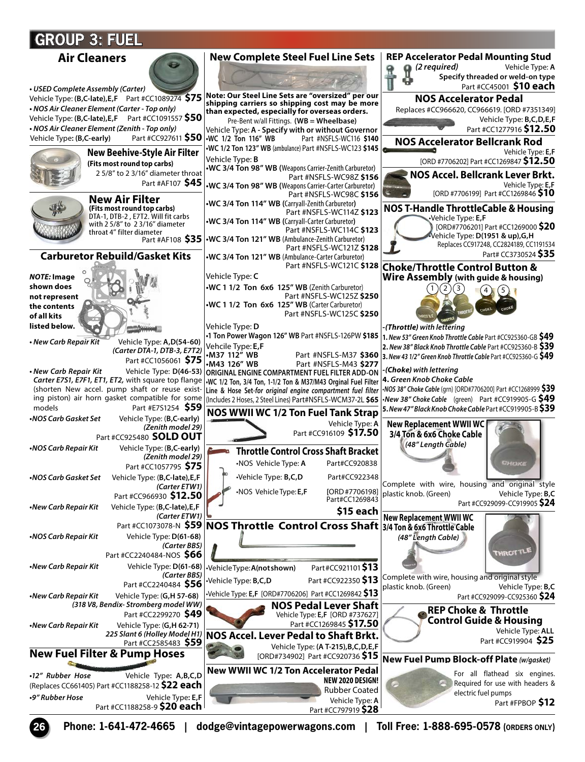# GROUP 3: FUEL

## Air Cleaners

- *USED Complete Assembly (Carter)*
  Vehicle Type: **(B,C-late),E,F** Part #CC1089274 **$75**
- *NOS Air Cleaner Element (Carter - Top only)*
  Vehicle Type: **(B,C-late),E,F** Part #CC1091557 **$50**
- *NOS Air Cleaner Element (Zenith - Top only)*
  Vehicle Type: **(B,C-early)** Part #CC927611 **$50**

## New Beehive-Style Air Filter

**(Fits most round top carbs)**
2 5/8" to 2 3/16" diameter throat
Part #AF107 **$45**

## New Air Filter

**(Fits most round top carbs)**
DTA-1, DTB-2 , E7T2. Will fit carbs with 2 5/8" to 2 3/16" diameter throat 4" filter diameter
Part #AF108 **$35**

## Carburetor Rebuild/Gasket Kits

***NOTE:* Image shown does not represent the contents of all kits listed below.**

- *New Carb Repair Kit* Vehicle Type: **A,D(54-60)**
  *(Carter DTA-1, DTB-3, E7T2)*
  Part #CC1056061 **$75**
- *New Carb Repair Kit* Vehicle Type: **D(46-53)**
  ***Carter E7S1, E7F1, ET1, ET2,*** with square top flange (shorten New accel. pump shaft or reuse existing piston) air horn gasket compatible for some models Part #E7S1254 **$59**
- *NOS Carb Gasket Set* Vehicle Type: (**B,C-early)**
  *(Zenith model 29)*
  Part #CC925480 **SOLD OUT**
- *NOS Carb Repair Kit* Vehicle Type: (**B,C-early)**
  *(Zenith model 29)*
  Part #CC1057795 **$75**
- *NOS Carb Gasket Set* Vehicle Type: **(B,C-late),E,F**
  *(Carter ETW1)*
  Part #CC966930 **$12.50**
- *New Carb Repair Kit* Vehicle Type: **(B,C-late),E,F**
  *(Carter ETW1)*
  Part #CC1073078-N **$59**
- *NOS Carb Repair Kit* Vehicle Type: **D(61-68)**
  *(Carter BBS)*
  Part #CC2240484-NOS **$66**
- *New Carb Repair Kit* Vehicle Type: **D(61-68)**
  *(Carter BBS)*
  Part #CC2240484 **$56**
- *New Carb Repair Kit* Vehicle Type: **(G,H 57-68)**
  *(318 V8, Bendix- Stromberg model WW)*
  Part #CC2299270 **$49**
- *New Carb Repair Kit* Vehicle Type: **(G,H 62-71)**
  *225 Slant 6 (Holley Model H1)*
  Part #CC2585483 **$59**

## New Fuel Filter & Pump Hoses

- *12" Rubber Hose* Vehicle Type: **A,B,C,D**
  (Replaces CC661405) Part #CC1188258-12 **$22 each**
- *9" Rubber Hose* Vehicle Type: **E,F**
  Part #CC1188258-9 **$20 each**

## New Complete Steel Fuel Line Sets

**Note: Our Steel Line Sets are "oversized" per our shipping carriers so shipping cost may be more than expected, especially for overseas orders.**

Pre-Bent w/all Fittings. **(WB = Wheelbase)**

**Vehicle Type: A - Specify with or without Governor**
- **WC 1/2 Ton 116" WB** Part #NSFLS-WC116 **$140**
- **WC 1/2 Ton 123" WB** (ambulance) Part #NSFLS-WC123 **$145**

Vehicle Type: **B**
- **WC 3/4 Ton 98" WB** (Weapons Carrier-Zenith Carburetor) Part #NSFLS-WC98Z **$156**
- **WC 3/4 Ton 98" WB** (Weapons Carrier-Carter Carburetor) Part #NSFLS-WC98C **$156**
- **WC 3/4 Ton 114" WB** (Carryall-Zenith Carburetor) Part #NSFLS-WC114Z **$123**
- **WC 3/4 Ton 114" WB** (Carryall-Carter Carburetor) Part #NSFLS-WC114C **$123**
- **WC 3/4 Ton 121" WB** (Ambulance-Zenith Carburetor) Part #NSFLS-WC121Z **$128**
- **WC 3/4 Ton 121" WB** (Ambulance-Carter Carburetor) Part #NSFLS-WC121C **$128**

Vehicle Type: **C**
- **WC 1 1/2 Ton 6x6 125" WB** (Zenith Carburetor) Part #NSFLS-WC125Z **$250**
- **WC 1 1/2 Ton 6x6 125" WB** (Carter Carburetor) Part #NSFLS-WC125C **$250**

Vehicle Type: **D**
- **1 Ton Power Wagon 126" WB** Part #NSFLS-126PW **$185**

Vehicle Type: **E,F**
- **M37 112" WB** Part #NSFLS-M37 **$360**
- **M43 126" WB** Part #NSFLS-M43 **$277**

**ORIGINAL ENGINE COMPARTMENT FUEL FILTER ADD-ON**
- *WC 1/2 Ton, 3/4 Ton, 1-1/2 Ton & M37/M43 Orginal Fuel Filter Line & Hose Set-for original engine compartment fuel filter* (Includes 2 Hoses, 2 Steel Lines) Part#NSFLS-WCM37-2L **$65**

## NOS WWII WC 1/2 Ton Fuel Tank Strap

Vehicle Type: **A**
Part #CC916109 **$17.50**

## Throttle Control Cross Shaft Bracket

- NOS Vehicle Type: **A** Part#CC920838
- Vehicle Type: **B,C,D** Part#CC922348
- NOS Vehicle Type: **E,F** [ORD #7706198] Part#CC1269843

**$15 each**

## NOS Throttle Control Cross Shaft

- Vehicle Type: **A (not shown)** Part #CC921101 **$13**
- Vehicle Type: **B,C,D** Part #CC922350 **$13**
- Vehicle Type: **E,F** [ORD#7706206] Part #CC1269842 **$13**

## NOS Pedal Lever Shaft

Vehicle Type: **E,F** [ORD #737627]
Part #CC1269845 **$17.50**

## NOS Accel. Lever Pedal to Shaft Brkt.

Vehicle Type: **(A T-215),B,C,D,E,F**
[ORD#734902] Part #CC920736 **$15**

## New WWII WC 1/2 Ton Accelerator Pedal

**NEW 2020 DESIGN!**
Rubber Coated
Vehicle Type: **A**
Part #CC797919 **$28**

## REP Accelerator Pedal Mounting Stud

*(2 required)* Vehicle Type: **A**
**Specify threaded or weld-on type**
Part #CC45001 **$10 each**

## NOS Accelerator Pedal

Replaces #CC966620, CC966619. [ORD #7351349]
Vehicle Type: **B,C,D,E,F**
Part #CC1277916 **$12.50**

## NOS Accelerator Bellcrank Rod

Vehicle Type: **E,F**
[ORD #7706202] Part #CC1269847 **$12.50**

## NOS Accel. Bellcrank Lever Brkt.

Vehicle Type: **E,F**
[ORD #7706199] Part #CC1269846 **$10**

## NOS T-Handle ThrottleCable & Housing

- Vehicle Type: **E,F**
  [ORD#7706201] Part #CC1269000 **$20**
- Vehicle Type: **D(1951 & up),G,H**
  Replaces CC917248, CC2824189, CC1191534
  Part# CC3730524 **$35**

## Choke/Throttle Control Button & Wire Assembly (with guide & housing)

*-(Throttle) with lettering*
1. *New 53" Green Knob Throttle Cable* Part #CC925360-GB **$49**
2. *New 38" Black Knob Throttle Cable* Part #CC925360-B **$39**
3. *New 43 1/2" Green Knob Throttle Cable* Part #CC925360-G **$49**

*-(Choke) with lettering*
4. *Green Knob Choke Cable*
- *NOS 38" Choke Cable* (grn) [ORD#7706200] Part #CC1268999 **$39**
- *New 38" Choke Cable* (green) Part #CC919905-G **$49**

5. *New 47" Black Knob Choke Cable* Part #CC919905-B **$39**

## New Replacement WWII WC 3/4 Ton & 6x6 Choke Cable

*(48" Length Cable)*

Complete with wire, housing and original style plastic knob. (Green) Vehicle Type: **B,C**
Part #CC929099-CC919905 **$24**

## New Replacement WWII WC 3/4 Ton & 6x6 Throttle Cable

*(48" Length Cable)*

Complete with wire, housing and original style plastic knob. (Green) Vehicle Type: **B,C**
Part #CC929099-CC925360 **$24**

## REP Choke & Throttle Control Guide & Housing

Vehicle Type: **ALL**
Part #CC919904 **$25**

## New Fuel Pump Block-off Plate *(w/gasket)*

For all flathead six engines. Required for use with headers & electric fuel pumps
Part #FPBOP **$12**

**Phone: 1-641-472-4665 | dodge@vintagepowerwagons.com | Toll Free: 1-888-695-0578 (ORDERS ONLY)**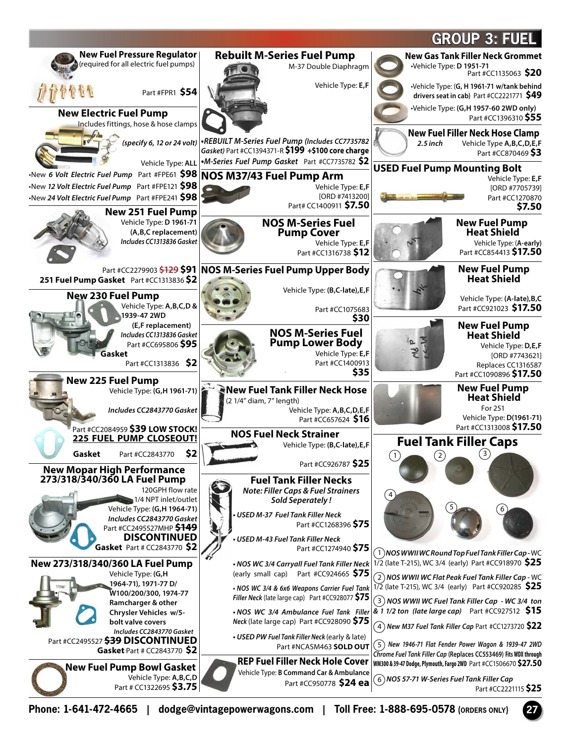# GROUP 3: FUEL

### New Fuel Pressure Regulator
(required for all electric fuel pumps)

Part #FPR1 **$54**

### New Electric Fuel Pump
Includes fittings, hose & hose clamps

*(specify 6, 12 or 24 volt)*

Vehicle Type: **ALL**

- *New 6 Volt Electric Fuel Pump* Part #FPE61 **$98**
- *New 12 Volt Electric Fuel Pump* Part #FPE121 **$98**
- *New 24 Volt Electric Fuel Pump* Part #FPE241 **$98**

### New 251 Fuel Pump
Vehicle Type: **D 1961-71**
**(A,B,C replacement)**
*Includes CC1313836 Gasket*

Part #CC2279903 ~~$129~~ **$91**

**251 Fuel Pump Gasket** Part #CC1313836 **$2**

### New 230 Fuel Pump
Vehicle Type: **A,B,C,D & 1939-47 2WD**
**(E,F replacement)**
*Includes CC1313836 Gasket*
Part #CC695806 **$95**

**Gasket**
Part #CC1313836 **$2**

### New 225 Fuel Pump
Vehicle Type: **(G,H 1961-71)**

*Includes CC2843770 Gasket*

Part #CC2084959 **$39 LOW STOCK!**
**225 FUEL PUMP CLOSEOUT!**

**Gasket** Part #CC2843770 **$2**

### New Mopar High Performance 273/318/340/360 LA Fuel Pump
120GPH flow rate
1/4 NPT inlet/outlet
Vehicle Type: **(G,H 1964-71)**
*Includes CC2843770 Gasket*
Part #CC2495527MHP ~~$149~~
**DISCONTINUED**
**Gasket** Part # CC2843770 **$2**

### New 273/318/340/360 LA Fuel Pump
Vehicle Type: **(G,H 1964-71), 1971-77 D/W100/200/300, 1974-77 Ramcharger & other Chrysler Vehicles w/5-bolt valve covers**
*Includes CC2843770 Gasket*
Part #CC2495527 ~~$39~~ **DISCONTINUED**
**Gasket** Part # CC2843770 **$2**

### New Fuel Pump Bowl Gasket
Vehicle Type: **A,B,C,D**
Part # CC1322695 **$3.75**

### Rebuilt M-Series Fuel Pump
M-37 Double Diaphragm

Vehicle Type: **E,F**

- *REBUILT M-Series Fuel Pump (Includes CC7735782 Gasket)* Part #CC1394371-R **$199 +$100 core charge**
- *M-Series Fuel Pump Gasket* Part #CC7735782 **$2**

### NOS M37/43 Fuel Pump Arm
Vehicle Type: **E,F**
[ORD #7413200]
Part# CC1400911 **$7.50**

### NOS M-Series Fuel Pump Cover
Vehicle Type: **E,F**
Part #CC1316738 **$12**

### NOS M-Series Fuel Pump Upper Body
Vehicle Type: **(B,C-late),E,F**

Part #CC1075683
**$30**

### NOS M-Series Fuel Pump Lower Body
Vehicle Type: **E,F**
Part #CC1400913
**$35**

### New Fuel Tank Filler Neck Hose
(2 1/4" diam, 7" length)
Vehicle Type: **A,B,C,D,E,F**
Part #CC657624 **$16**

### NOS Fuel Neck Strainer
Vehicle Type: **(B,C-late),E,F**

Part #CC926787 **$25**

### Fuel Tank Filler Necks
***Note: Filler Caps & Fuel Strainers Sold Separately!***

- *USED M-37 Fuel Tank Filler Neck* Part #CC1268396 **$75**
- *USED M-43 Fuel Tank Filler Neck* Part #CC1274940 **$75**
- *NOS WC 3/4 Carryall Fuel Tank Filler Neck* (early small cap) Part #CC924665 **$75**
- *NOS WC 3/4 & 6x6 Weapons Carrier Fuel Tank Filler Neck* (late large cap) Part #CC928077 **$75**
- *NOS WC 3/4 Ambulance Fuel Tank Filler Neck* (late large cap) Part #CC928090 **$75**
- *USED PW Fuel Tank Filler Neck* (early & late) Part #NCASM463 **SOLD OUT**

### REP Fuel Filler Neck Hole Cover
Vehicle Type: **B Command Car & Ambulance**
Part #CC950778 **$24 ea**

### New Gas Tank Filler Neck Grommet
- Vehicle Type: **D 1951-71**
  Part #CC1135063 **$20**
- Vehicle Type: **(G, H 1961-71 w/tank behind drivers seat in cab)** Part #CC2221771 **$49**
- Vehicle Type: **(G,H 1957-60 2WD only)**
  Part #CC1396310 **$55**

### New Fuel Filler Neck Hose Clamp
2.5 inch Vehicle Type **A,B,C,D,E,F**
Part #CC870469 **$3**

### USED Fuel Pump Mounting Bolt
Vehicle Type: **E,F**
[ORD #7705739]
Part #CC1270870
**$7.50**

### New Fuel Pump Heat Shield
Vehicle Type: **(A-early)**
Part #CC854413 **$17.50**

### New Fuel Pump Heat Shield
Vehicle Type: **(A-late),B,C**
Part #CC921023 **$17.50**

### New Fuel Pump Heat Shield
Vehicle Type: **D,E,F**
[ORD #7743621]
Replaces CC1316587
Part #CC1090896 **$17.50**

### New Fuel Pump Heat Shield
For 251
Vehicle Type: **D(1961-71)**
Part #CC1313008 **$17.50**

### Fuel Tank Filler Caps

1. ***NOS WWII WC Round Top Fuel Tank Filler Cap*** - WC 1/2 (late T-215), WC 3/4 (early) Part #CC918970 **$25**
2. ***NOS WWII WC Flat Peak Fuel Tank Filler Cap*** - WC 1/2 (late T-215), WC 3/4 (early) Part #CC920285 **$25**
3. ***NOS WWII WC Fuel Tank Filler Cap - WC 3/4 ton & 1 1/2 ton (late large cap)*** Part #CC927512 **$15**
4. ***New M37 Fuel Tank Filler Cap*** Part #CC1273720 **$22**
5. ***New 1946-71 Flat Fender Power Wagon & 1939-47 2WD Chrome Fuel Tank Filler Cap*** **(Replaces CC553469) Fits WDX through WM300 & 39-47 Dodge, Plymouth, Fargo 2WD** Part #CC1506670 **$27.50**
6. ***NOS 57-71 W-Series Fuel Tank Filler Cap*** Part #CC2221115 **$25**

**Phone: 1-641-472-4665 | dodge@vintagepowerwagons.com | Toll Free: 1-888-695-0578 (ORDERS ONLY)**